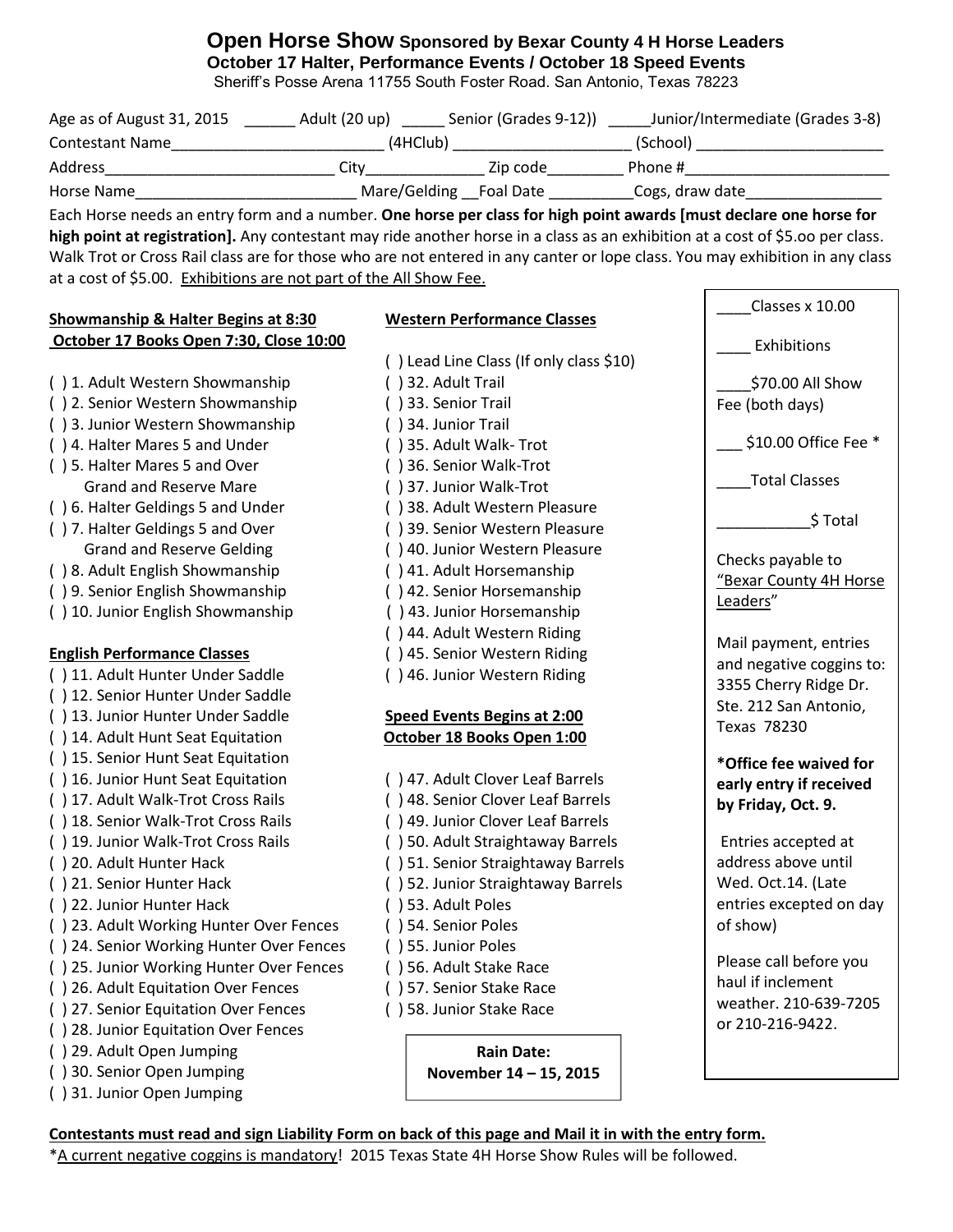# Open Horse Show Sponsored by Bexar County 4 H Horse Leaders

**October 17 Halter, Performance Events / October 18 Speed Events**

Sheriff's Posse Arena 11755 South Foster Road. San Antonio, Texas 78223

Age as of August 31, 2015 ______ Adult (20 up) _____ Senior (Grades 9-12)) _____Junior/Intermediate (Grades 3-8)

Contestant Name_________________________ (4HClub) _____________________ (School) ______________________

Address___________________________ City______________ Zip code_________ Phone #________________________

Horse Name__________________________ Mare/Gelding __Foal Date __________Cogs, draw date________________

Each Horse needs an entry form and a number. **One horse per class for high point awards [must declare one horse for high point at registration].** Any contestant may ride another horse in a class as an exhibition at a cost of $5.oo per class. Walk Trot or Cross Rail class are for those who are not entered in any canter or lope class. You may exhibition in any class at a cost of $5.00. <u>Exhibitions are not part of the All Show Fee.</u>

**<u>Showmanship & Halter Begins at 8:30</u>**
**<u>October 17 Books Open 7:30, Close 10:00</u>**

( ) 1. Adult Western Showmanship
( ) 2. Senior Western Showmanship
( ) 3. Junior Western Showmanship
( ) 4. Halter Mares 5 and Under
( ) 5. Halter Mares 5 and Over
Grand and Reserve Mare
( ) 6. Halter Geldings 5 and Under
( ) 7. Halter Geldings 5 and Over
Grand and Reserve Gelding
( ) 8. Adult English Showmanship
( ) 9. Senior English Showmanship
( ) 10. Junior English Showmanship

**<u>English Performance Classes</u>**

( ) 11. Adult Hunter Under Saddle
( ) 12. Senior Hunter Under Saddle
( ) 13. Junior Hunter Under Saddle
( ) 14. Adult Hunt Seat Equitation
( ) 15. Senior Hunt Seat Equitation
( ) 16. Junior Hunt Seat Equitation
( ) 17. Adult Walk-Trot Cross Rails
( ) 18. Senior Walk-Trot Cross Rails
( ) 19. Junior Walk-Trot Cross Rails
( ) 20. Adult Hunter Hack
( ) 21. Senior Hunter Hack
( ) 22. Junior Hunter Hack
( ) 23. Adult Working Hunter Over Fences
( ) 24. Senior Working Hunter Over Fences
( ) 25. Junior Working Hunter Over Fences
( ) 26. Adult Equitation Over Fences
( ) 27. Senior Equitation Over Fences
( ) 28. Junior Equitation Over Fences
( ) 29. Adult Open Jumping
( ) 30. Senior Open Jumping
( ) 31. Junior Open Jumping

**<u>Western Performance Classes</u>**

( ) Lead Line Class (If only class $10)
( ) 32. Adult Trail
( ) 33. Senior Trail
( ) 34. Junior Trail
( ) 35. Adult Walk- Trot
( ) 36. Senior Walk-Trot
( ) 37. Junior Walk-Trot
( ) 38. Adult Western Pleasure
( ) 39. Senior Western Pleasure
( ) 40. Junior Western Pleasure
( ) 41. Adult Horsemanship
( ) 42. Senior Horsemanship
( ) 43. Junior Horsemanship
( ) 44. Adult Western Riding
( ) 45. Senior Western Riding
( ) 46. Junior Western Riding

**<u>Speed Events Begins at 2:00</u>**
**<u>October 18 Books Open 1:00</u>**

( ) 47. Adult Clover Leaf Barrels
( ) 48. Senior Clover Leaf Barrels
( ) 49. Junior Clover Leaf Barrels
( ) 50. Adult Straightaway Barrels
( ) 51. Senior Straightaway Barrels
( ) 52. Junior Straightaway Barrels
( ) 53. Adult Poles
( ) 54. Senior Poles
( ) 55. Junior Poles
( ) 56. Adult Stake Race
( ) 57. Senior Stake Race
( ) 58. Junior Stake Race

**Rain Date:**
**November 14 – 15, 2015**

____Classes x 10.00

____ Exhibitions

____$70.00 All Show Fee (both days)

___ $10.00 Office Fee *

____Total Classes

___________$ Total

Checks payable to <u>"Bexar County 4H Horse Leaders</u>"

Mail payment, entries and negative coggins to: 3355 Cherry Ridge Dr. Ste. 212 San Antonio, Texas 78230

**\*Office fee waived for early entry if received by Friday, Oct. 9.**

Entries accepted at address above until Wed. Oct.14. (Late entries excepted on day of show)

Please call before you haul if inclement weather. 210-639-7205 or 210-216-9422.

**<u>Contestants must read and sign Liability Form on back of this page and Mail it in with the entry form.</u>**

*<u>A current negative coggins is mandatory</u>! 2015 Texas State 4H Horse Show Rules will be followed.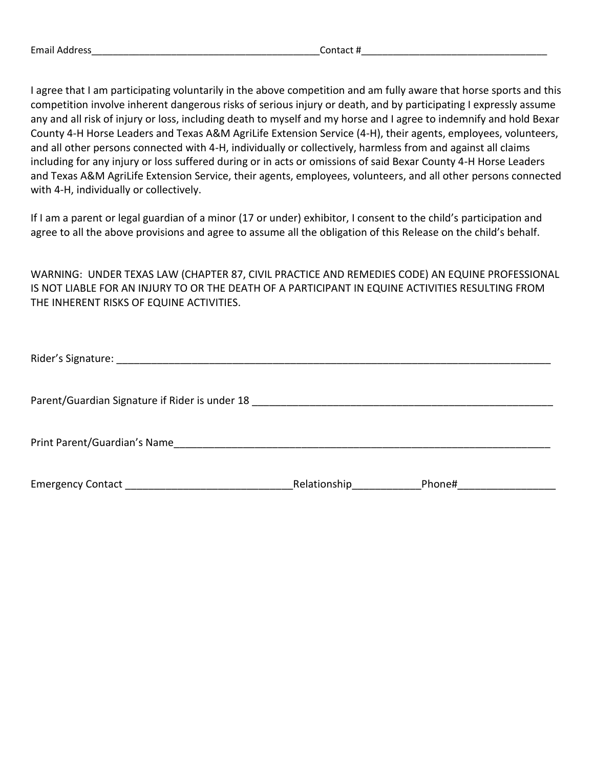Email Address___________________________________________Contact #__________________________________

I agree that I am participating voluntarily in the above competition and am fully aware that horse sports and this competition involve inherent dangerous risks of serious injury or death, and by participating I expressly assume any and all risk of injury or loss, including death to myself and my horse and I agree to indemnify and hold Bexar County 4-H Horse Leaders and Texas A&M AgriLife Extension Service (4-H), their agents, employees, volunteers, and all other persons connected with 4-H, individually or collectively, harmless from and against all claims including for any injury or loss suffered during or in acts or omissions of said Bexar County 4-H Horse Leaders and Texas A&M AgriLife Extension Service, their agents, employees, volunteers, and all other persons connected with 4-H, individually or collectively.

If I am a parent or legal guardian of a minor (17 or under) exhibitor, I consent to the child's participation and agree to all the above provisions and agree to assume all the obligation of this Release on the child's behalf.

WARNING: UNDER TEXAS LAW (CHAPTER 87, CIVIL PRACTICE AND REMEDIES CODE) AN EQUINE PROFESSIONAL IS NOT LIABLE FOR AN INJURY TO OR THE DEATH OF A PARTICIPANT IN EQUINE ACTIVITIES RESULTING FROM THE INHERENT RISKS OF EQUINE ACTIVITIES.

Rider's Signature: ____________________________________________________________________________

Parent/Guardian Signature if Rider is under 18 ______________________________________________________

Print Parent/Guardian's Name____________________________________________________________________

Emergency Contact ____________________________Relationship___________Phone#_________________